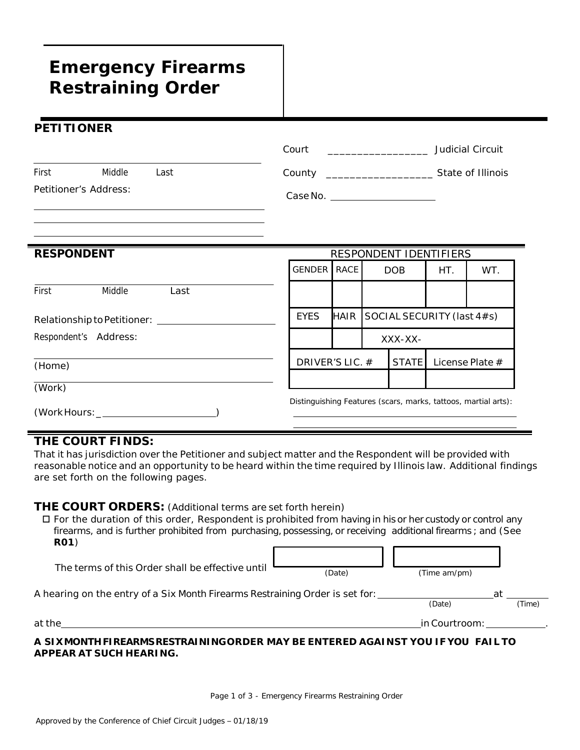# Emergency Firearms Restraining Order

## PETITIONER

_______________________________
First Middle Last

Petitioner's Address:

_______________________________

_______________________________

_______________________________

Court _________________ Judicial Circuit

County ___________________ State of Illinois

Case No. ____________________

## RESPONDENT

_______________________________
First Middle Last

Relationship to Petitioner: ____________________

Respondent's Address:

_______________________________
(Home)

_______________________________
(Work)

(Work Hours: ______________________)

RESPONDENT IDENTIFIERS

| GENDER | RACE | DOB | HT. | WT. |
|---|---|---|---|---|
| | | | | |

| EYES | HAIR | SOCIAL SECURITY (last 4#s) |
|---|---|---|
| | | XXX-XX- |

| DRIVER'S LIC. # | STATE | License Plate # |
|---|---|---|
| | | |

Distinguishing Features (scars, marks, tattoos, martial arts):

_______________________________

_______________________________

## THE COURT FINDS:

That it has jurisdiction over the Petitioner and subject matter and the Respondent will be provided with reasonable notice and an opportunity to be heard within the time required by Illinois law. Additional findings are set forth on the following pages.

## THE COURT ORDERS: (Additional terms are set forth herein)

- ☐ For the duration of this order, Respondent is prohibited from having in his or her custody or control any firearms, and is further prohibited from purchasing, possessing, or receiving additional firearms ; and (See **R01**)

The terms of this Order shall be effective until ____________ (Date) ____________ (Time am/pm)

A hearing on the entry of a Six Month Firearms Restraining Order is set for: ____________ (Date) at ________ (Time)

at the ____________________________________________ in Courtroom: ____________.

**A SIX MONTH FIREARMS RESTRAINING ORDER MAY BE ENTERED AGAINST YOU IF YOU FAIL TO APPEAR AT SUCH HEARING.**

Approved by the Conference of Chief Circuit Judges – 01/18/19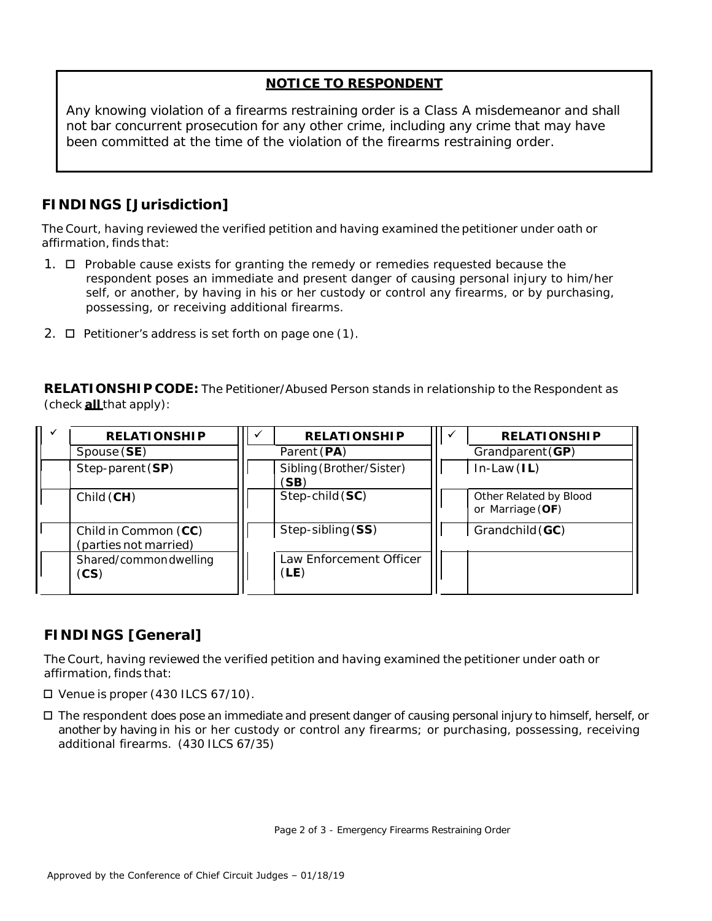**NOTICE TO RESPONDENT**

Any knowing violation of a firearms restraining order is a Class A misdemeanor and shall not bar concurrent prosecution for any other crime, including any crime that may have been committed at the time of the violation of the firearms restraining order.

## FINDINGS [Jurisdiction]

The Court, having reviewed the verified petition and having examined the petitioner under oath or affirmation, finds that:

1. ☐ Probable cause exists for granting the remedy or remedies requested because the respondent poses an immediate and present danger of causing personal injury to him/her self, or another, by having in his or her custody or control any firearms, or by purchasing, possessing, or receiving additional firearms.

2. ☐ Petitioner's address is set forth on page one (1).

**RELATIONSHIP CODE:** The Petitioner/Abused Person stands in relationship to the Respondent as (check **all** that apply):

| ✓ | RELATIONSHIP | ✓ | RELATIONSHIP | ✓ | RELATIONSHIP |
|---|---|---|---|---|---|
| | Spouse (**SE**) | | Parent (**PA**) | | Grandparent (**GP**) |
| | Step-parent (**SP**) | | Sibling (Brother/Sister) (**SB**) | | In-Law (**IL**) |
| | Child (**CH**) | | Step-child (**SC**) | | Other Related by Blood or Marriage (**OF**) |
| | Child in Common (**CC**) (parties not married) | | Step-sibling (**SS**) | | Grandchild (**GC**) |
| | Shared/common dwelling (**CS**) | | Law Enforcement Officer (**LE**) | | |

## FINDINGS [General]

The Court, having reviewed the verified petition and having examined the petitioner under oath or affirmation, finds that:

☐ Venue is proper (430 ILCS 67/10).

☐ The respondent does pose an immediate and present danger of causing personal injury to himself, herself, or another by having in his or her custody or control any firearms; or purchasing, possessing, receiving additional firearms. (430 ILCS 67/35)

Approved by the Conference of Chief Circuit Judges – 01/18/19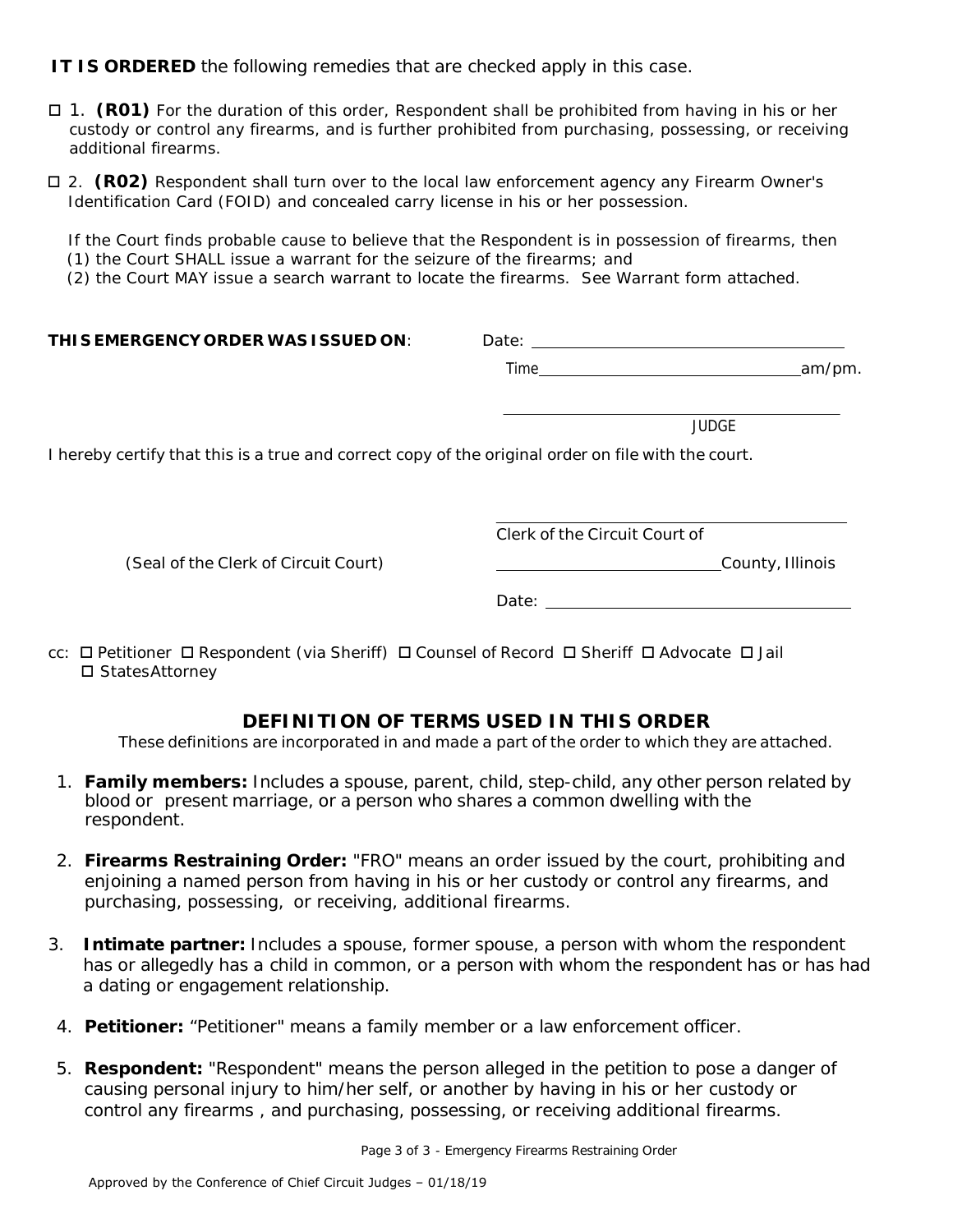**IT IS ORDERED** the following remedies that are checked apply in this case.

- ☐ 1. **(R01)** For the duration of this order, Respondent shall be prohibited from having in his or her custody or control any firearms, and is further prohibited from purchasing, possessing, or receiving additional firearms.
- ☐ 2. **(R02)** Respondent shall turn over to the local law enforcement agency any Firearm Owner's Identification Card (FOID) and concealed carry license in his or her possession.

  If the Court finds probable cause to believe that the Respondent is in possession of firearms, then
  (1) the Court SHALL issue a warrant for the seizure of the firearms; and
  (2) the Court MAY issue a search warrant to locate the firearms. See Warrant form attached.

**THIS EMERGENCY ORDER WAS ISSUED ON**: Date: ______________________________

Time ______________________________ am/pm.

______________________________
JUDGE

I hereby certify that this is a true and correct copy of the original order on file with the court.

______________________________
Clerk of the Circuit Court of

(Seal of the Clerk of Circuit Court) ______________________ County, Illinois

Date: ______________________________

cc: ☐ Petitioner ☐ Respondent (via Sheriff) ☐ Counsel of Record ☐ Sheriff ☐ Advocate ☐ Jail ☐ StatesAttorney

## DEFINITION OF TERMS USED IN THIS ORDER

These definitions are incorporated in and made a part of the order to which they are attached.

1. **Family members:** Includes a spouse, parent, child, step-child, any other person related by blood or present marriage, or a person who shares a common dwelling with the respondent.
2. **Firearms Restraining Order:** "FRO" means an order issued by the court, prohibiting and enjoining a named person from having in his or her custody or control any firearms, and purchasing, possessing, or receiving, additional firearms.
3. **Intimate partner:** Includes a spouse, former spouse, a person with whom the respondent has or allegedly has a child in common, or a person with whom the respondent has or has had a dating or engagement relationship.
4. **Petitioner:** "Petitioner" means a family member or a law enforcement officer.
5. **Respondent:** "Respondent" means the person alleged in the petition to pose a danger of causing personal injury to him/her self, or another by having in his or her custody or control any firearms , and purchasing, possessing, or receiving additional firearms.

Approved by the Conference of Chief Circuit Judges – 01/18/19